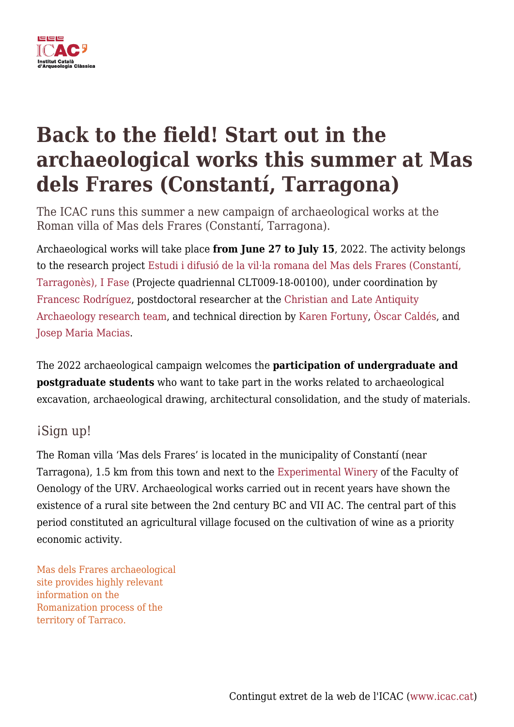# Back to the field! Start out in the archaeological works this summer at Mas dels Frares (Constantí, Tarragona)

The ICAC runs this summer a new campaign of archaeological works at the Roman villa of Mas dels Frares (Constantí, Tarragona).

Archaeological works will take place **from June 27 to July 15**, 2022. The activity belongs to the research project Estudi i difusió de la vil·la romana del Mas dels Frares (Constantí, Tarragonès), I Fase (Projecte quadriennal CLT009-18-00100), under coordination by Francesc Rodríguez, postdoctoral researcher at the Christian and Late Antiquity Archaeology research team, and technical direction by Karen Fortuny, Òscar Caldés, and Josep Maria Macias.

The 2022 archaeological campaign welcomes the **participation of undergraduate and postgraduate students** who want to take part in the works related to archaeological excavation, archaeological drawing, architectural consolidation, and the study of materials.

## ¡Sign up!

The Roman villa 'Mas dels Frares' is located in the municipality of Constantí (near Tarragona), 1.5 km from this town and next to the Experimental Winery of the Faculty of Oenology of the URV. Archaeological works carried out in recent years have shown the existence of a rural site between the 2nd century BC and VII AC. The central part of this period constituted an agricultural village focused on the cultivation of wine as a priority economic activity.

Mas dels Frares archaeological site provides highly relevant information on the Romanization process of the territory of Tarraco.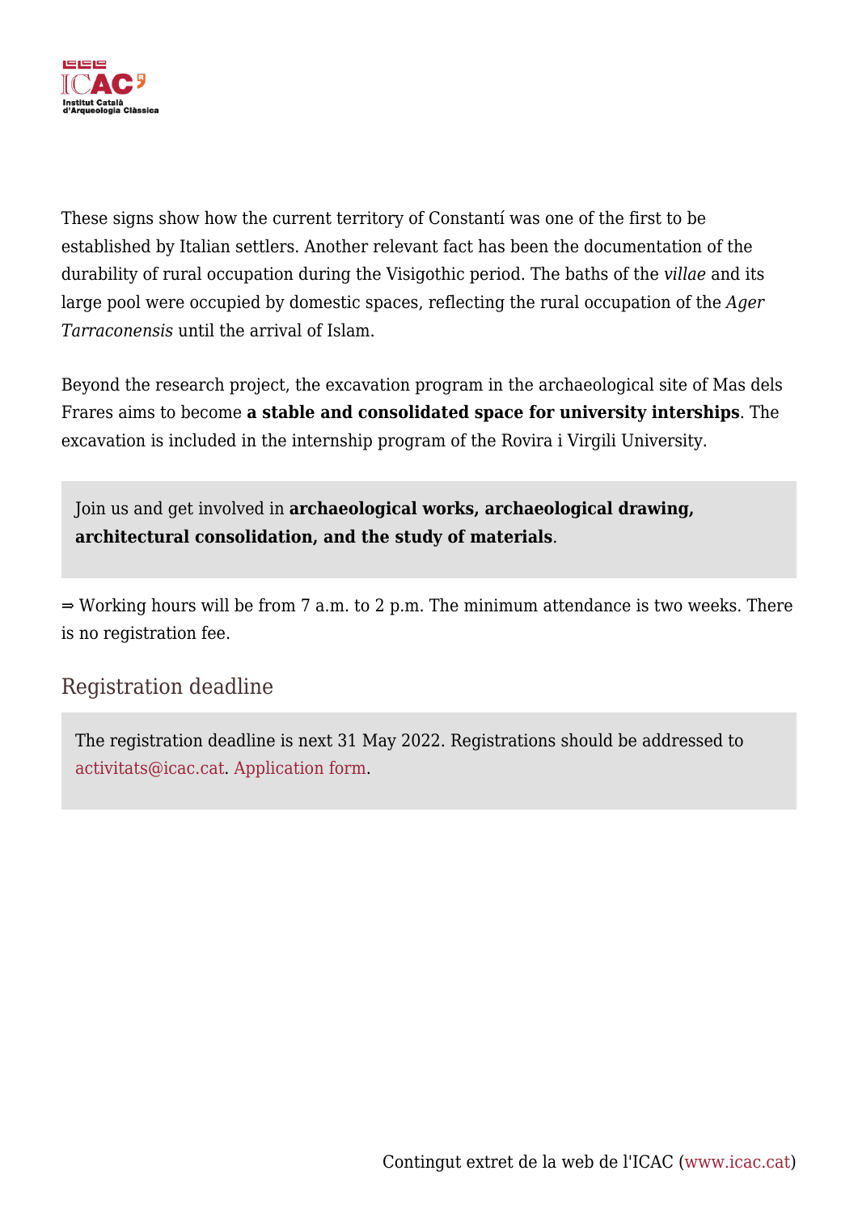These signs show how the current territory of Constantí was one of the first to be established by Italian settlers. Another relevant fact has been the documentation of the durability of rural occupation during the Visigothic period. The baths of the *villae* and its large pool were occupied by domestic spaces, reflecting the rural occupation of the *Ager Tarraconensis* until the arrival of Islam.

Beyond the research project, the excavation program in the archaeological site of Mas dels Frares aims to become **a stable and consolidated space for university interships**. The excavation is included in the internship program of the Rovira i Virgili University.

Join us and get involved in **archaeological works, archaeological drawing, architectural consolidation, and the study of materials**.

⇒ Working hours will be from 7 a.m. to 2 p.m. The minimum attendance is two weeks. There is no registration fee.

## Registration deadline

The registration deadline is next 31 May 2022. Registrations should be addressed to activitats@icac.cat. Application form.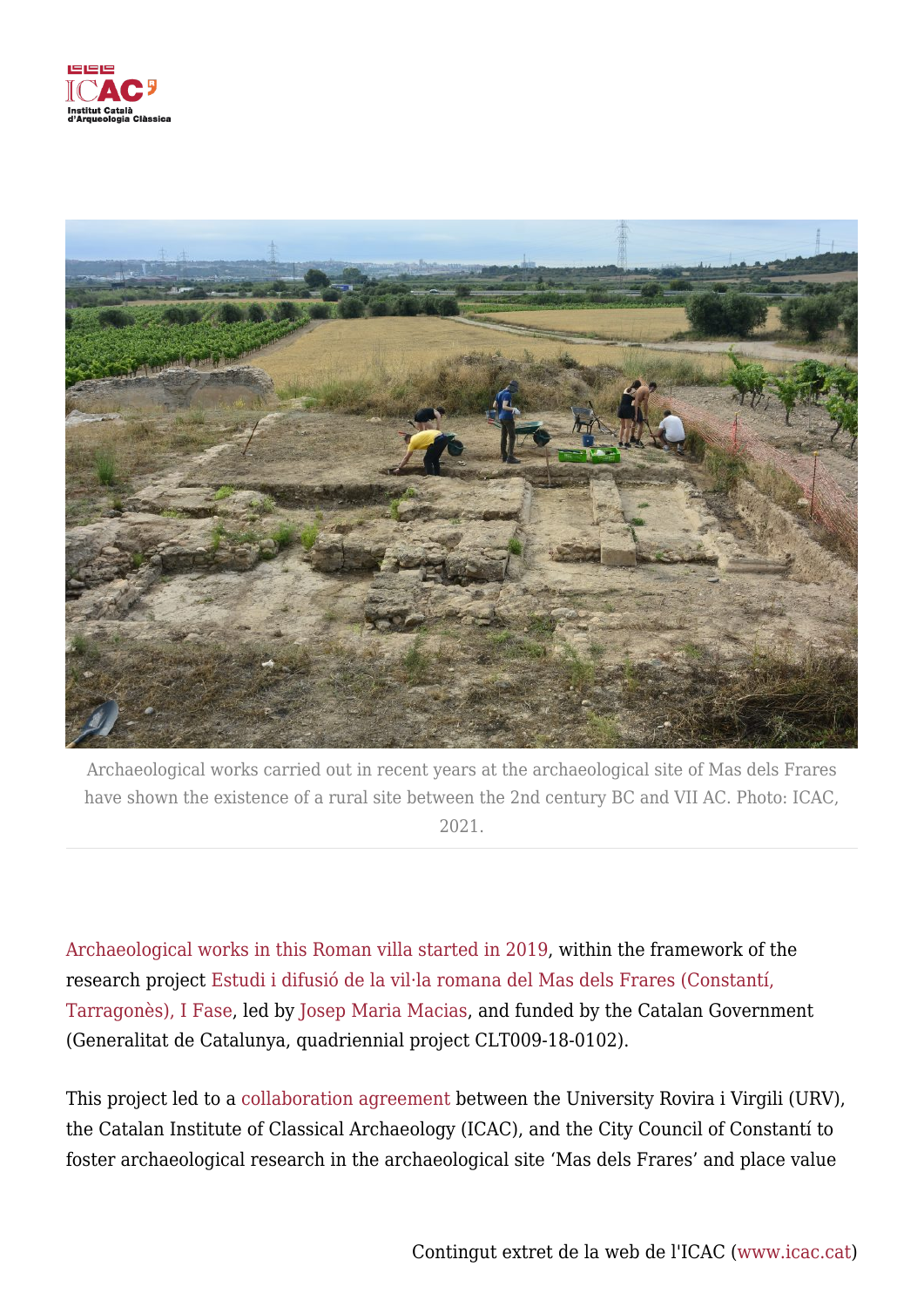Archaeological works carried out in recent years at the archaeological site of Mas dels Frares have shown the existence of a rural site between the 2nd century BC and VII AC. Photo: ICAC, 2021.

Archaeological works in this Roman villa started in 2019, within the framework of the research project Estudi i difusió de la vil·la romana del Mas dels Frares (Constantí, Tarragonès), I Fase, led by Josep Maria Macias, and funded by the Catalan Government (Generalitat de Catalunya, quadriennial project CLT009-18-0102).

This project led to a collaboration agreement between the University Rovira i Virgili (URV), the Catalan Institute of Classical Archaeology (ICAC), and the City Council of Constantí to foster archaeological research in the archaeological site 'Mas dels Frares' and place value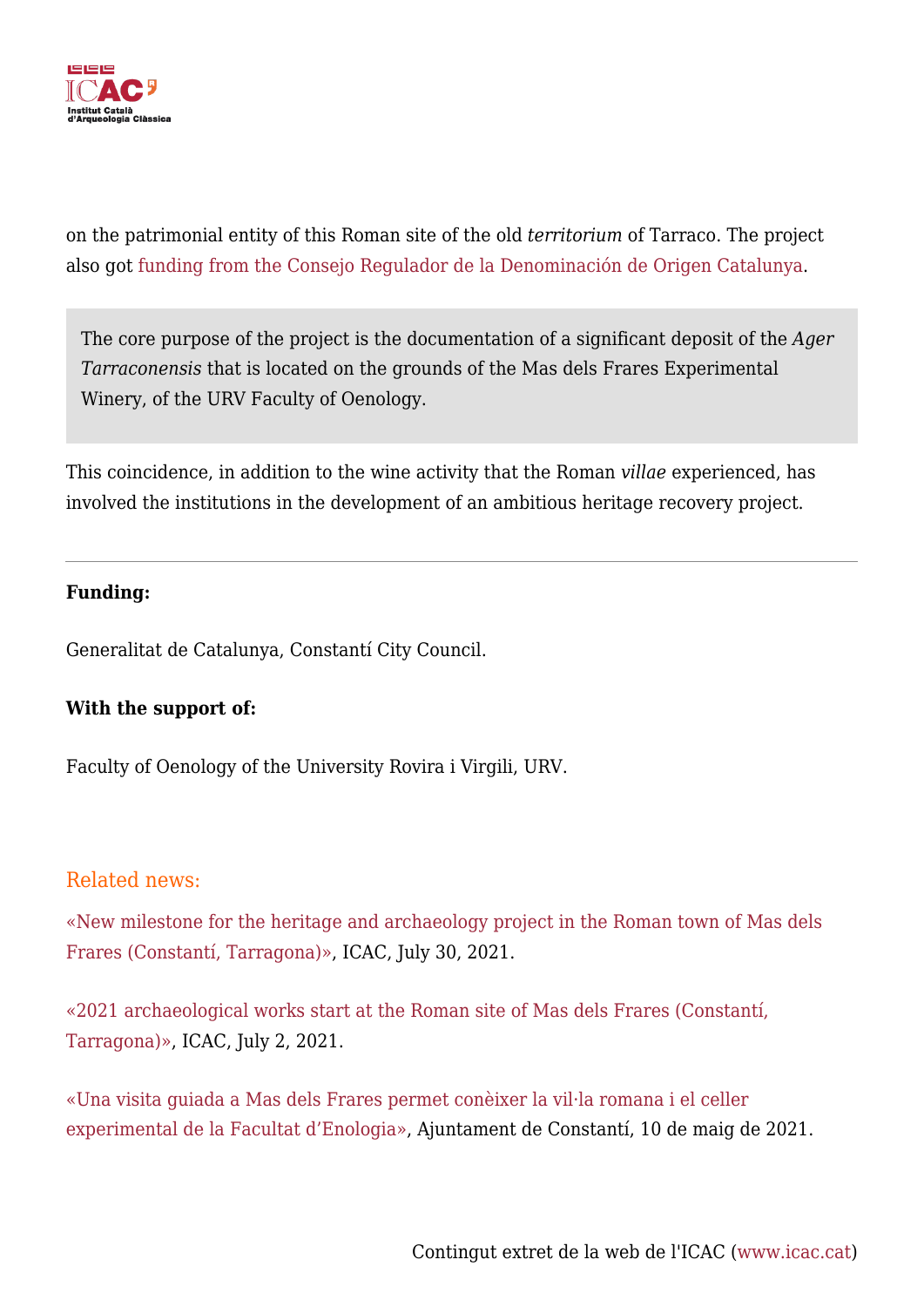on the patrimonial entity of this Roman site of the old *territorium* of Tarraco. The project also got funding from the Consejo Regulador de la Denominación de Origen Catalunya.

> The core purpose of the project is the documentation of a significant deposit of the *Ager Tarraconensis* that is located on the grounds of the Mas dels Frares Experimental Winery, of the URV Faculty of Oenology.

This coincidence, in addition to the wine activity that the Roman *villae* experienced, has involved the institutions in the development of an ambitious heritage recovery project.

---

**Funding:**

Generalitat de Catalunya, Constantí City Council.

**With the support of:**

Faculty of Oenology of the University Rovira i Virgili, URV.

## Related news:

«New milestone for the heritage and archaeology project in the Roman town of Mas dels Frares (Constantí, Tarragona)», ICAC, July 30, 2021.

«2021 archaeological works start at the Roman site of Mas dels Frares (Constantí, Tarragona)», ICAC, July 2, 2021.

«Una visita guiada a Mas dels Frares permet conèixer la vil·la romana i el celler experimental de la Facultat d'Enologia», Ajuntament de Constantí, 10 de maig de 2021.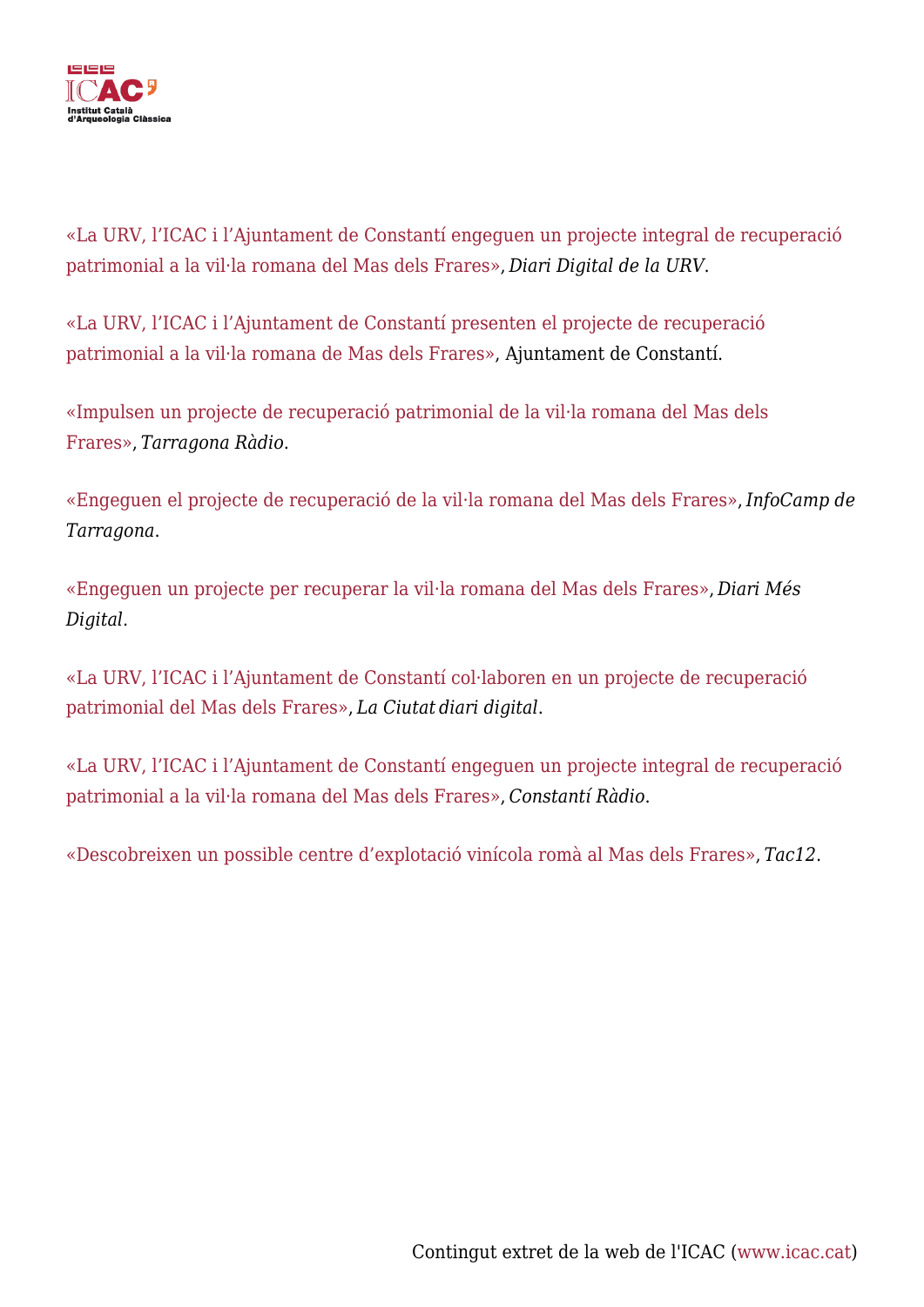«La URV, l'ICAC i l'Ajuntament de Constantí engeguen un projecte integral de recuperació patrimonial a la vil·la romana del Mas dels Frares», *Diari Digital de la URV*.

«La URV, l'ICAC i l'Ajuntament de Constantí presenten el projecte de recuperació patrimonial a la vil·la romana de Mas dels Frares», Ajuntament de Constantí.

«Impulsen un projecte de recuperació patrimonial de la vil·la romana del Mas dels Frares», *Tarragona Ràdio*.

«Engeguen el projecte de recuperació de la vil·la romana del Mas dels Frares», *InfoCamp de Tarragona*.

«Engeguen un projecte per recuperar la vil·la romana del Mas dels Frares», *Diari Més Digital*.

«La URV, l'ICAC i l'Ajuntament de Constantí col·laboren en un projecte de recuperació patrimonial del Mas dels Frares», *La Ciutat diari digital*.

«La URV, l'ICAC i l'Ajuntament de Constantí engeguen un projecte integral de recuperació patrimonial a la vil·la romana del Mas dels Frares», *Constantí Ràdio*.

«Descobreixen un possible centre d'explotació vinícola romà al Mas dels Frares», *Tac12*.